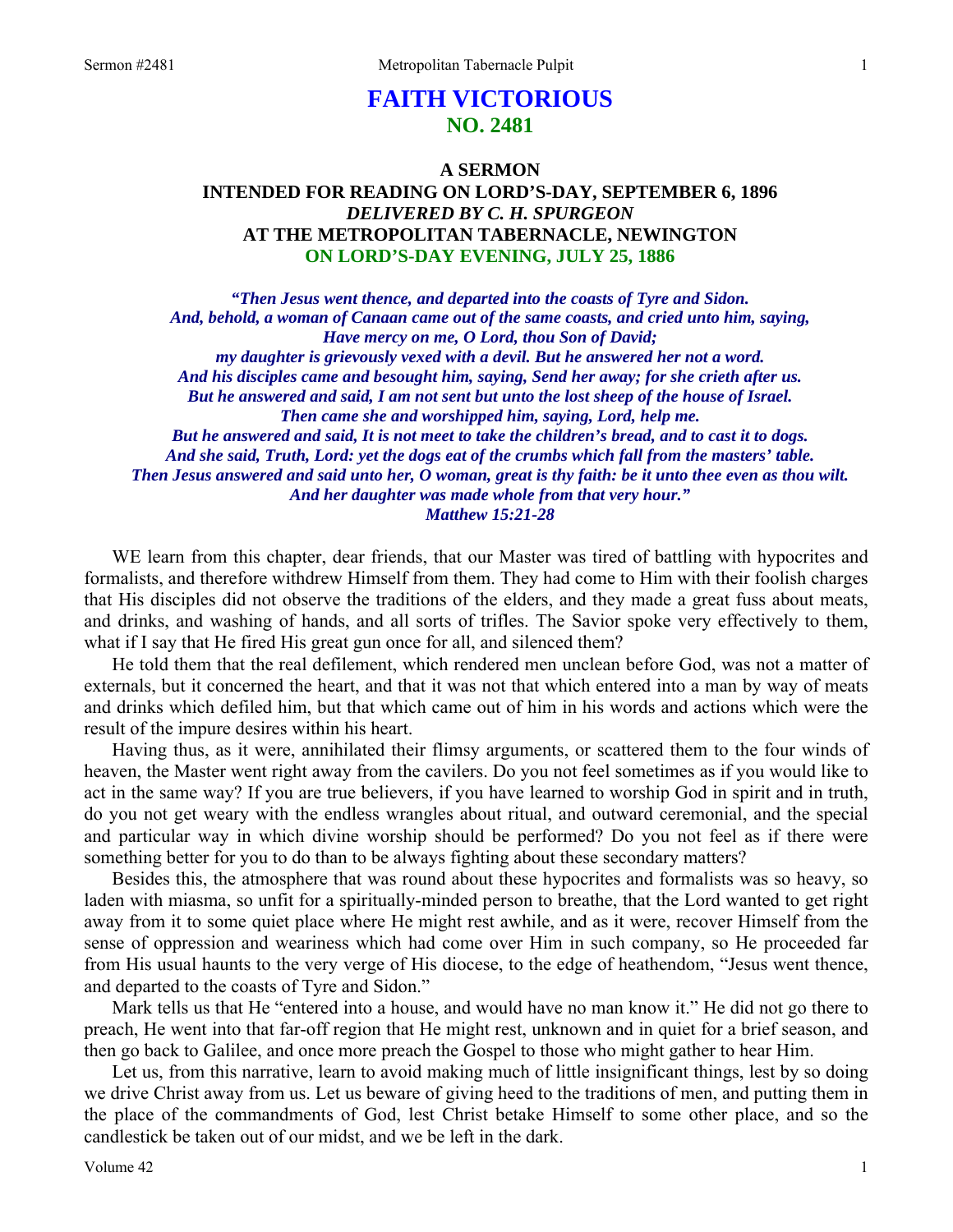# FAITH VICTORIOUS
## NO. 2481

### A SERMON
### INTENDED FOR READING ON LORD'S-DAY, SEPTEMBER 6, 1896
### *DELIVERED BY C. H. SPURGEON*
### AT THE METROPOLITAN TABERNACLE, NEWINGTON
### ON LORD'S-DAY EVENING, JULY 25, 1886

***"Then Jesus went thence, and departed into the coasts of Tyre and Sidon. And, behold, a woman of Canaan came out of the same coasts, and cried unto him, saying, Have mercy on me, O Lord, thou Son of David; my daughter is grievously vexed with a devil. But he answered her not a word. And his disciples came and besought him, saying, Send her away; for she crieth after us. But he answered and said, I am not sent but unto the lost sheep of the house of Israel. Then came she and worshipped him, saying, Lord, help me. But he answered and said, It is not meet to take the children's bread, and to cast it to dogs. And she said, Truth, Lord: yet the dogs eat of the crumbs which fall from the masters' table. Then Jesus answered and said unto her, O woman, great is thy faith: be it unto thee even as thou wilt. And her daughter was made whole from that very hour."***
***Matthew 15:21-28***

WE learn from this chapter, dear friends, that our Master was tired of battling with hypocrites and formalists, and therefore withdrew Himself from them. They had come to Him with their foolish charges that His disciples did not observe the traditions of the elders, and they made a great fuss about meats, and drinks, and washing of hands, and all sorts of trifles. The Savior spoke very effectively to them, what if I say that He fired His great gun once for all, and silenced them?

He told them that the real defilement, which rendered men unclean before God, was not a matter of externals, but it concerned the heart, and that it was not that which entered into a man by way of meats and drinks which defiled him, but that which came out of him in his words and actions which were the result of the impure desires within his heart.

Having thus, as it were, annihilated their flimsy arguments, or scattered them to the four winds of heaven, the Master went right away from the cavilers. Do you not feel sometimes as if you would like to act in the same way? If you are true believers, if you have learned to worship God in spirit and in truth, do you not get weary with the endless wrangles about ritual, and outward ceremonial, and the special and particular way in which divine worship should be performed? Do you not feel as if there were something better for you to do than to be always fighting about these secondary matters?

Besides this, the atmosphere that was round about these hypocrites and formalists was so heavy, so laden with miasma, so unfit for a spiritually-minded person to breathe, that the Lord wanted to get right away from it to some quiet place where He might rest awhile, and as it were, recover Himself from the sense of oppression and weariness which had come over Him in such company, so He proceeded far from His usual haunts to the very verge of His diocese, to the edge of heathendom, "Jesus went thence, and departed to the coasts of Tyre and Sidon."

Mark tells us that He "entered into a house, and would have no man know it." He did not go there to preach, He went into that far-off region that He might rest, unknown and in quiet for a brief season, and then go back to Galilee, and once more preach the Gospel to those who might gather to hear Him.

Let us, from this narrative, learn to avoid making much of little insignificant things, lest by so doing we drive Christ away from us. Let us beware of giving heed to the traditions of men, and putting them in the place of the commandments of God, lest Christ betake Himself to some other place, and so the candlestick be taken out of our midst, and we be left in the dark.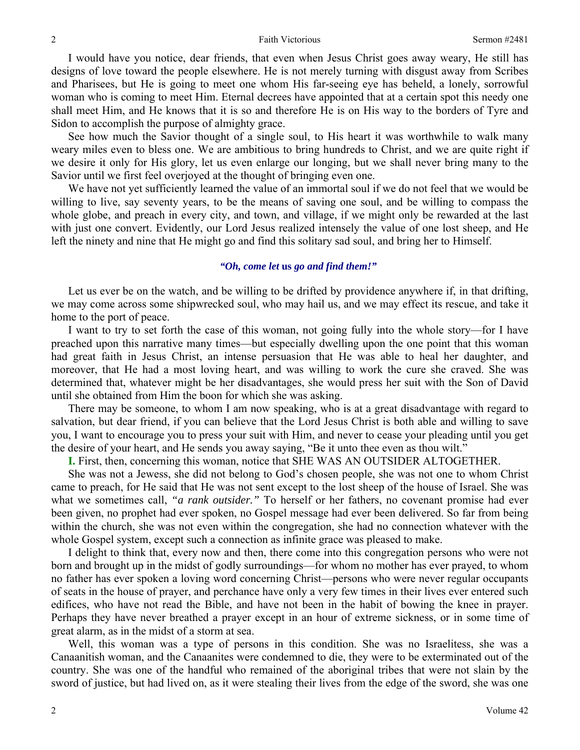I would have you notice, dear friends, that even when Jesus Christ goes away weary, He still has designs of love toward the people elsewhere. He is not merely turning with disgust away from Scribes and Pharisees, but He is going to meet one whom His far-seeing eye has beheld, a lonely, sorrowful woman who is coming to meet Him. Eternal decrees have appointed that at a certain spot this needy one shall meet Him, and He knows that it is so and therefore He is on His way to the borders of Tyre and Sidon to accomplish the purpose of almighty grace.

See how much the Savior thought of a single soul, to His heart it was worthwhile to walk many weary miles even to bless one. We are ambitious to bring hundreds to Christ, and we are quite right if we desire it only for His glory, let us even enlarge our longing, but we shall never bring many to the Savior until we first feel overjoyed at the thought of bringing even one.

We have not yet sufficiently learned the value of an immortal soul if we do not feel that we would be willing to live, say seventy years, to be the means of saving one soul, and be willing to compass the whole globe, and preach in every city, and town, and village, if we might only be rewarded at the last with just one convert. Evidently, our Lord Jesus realized intensely the value of one lost sheep, and He left the ninety and nine that He might go and find this solitary sad soul, and bring her to Himself.

***"Oh, come let* us *go and find them!"***

Let us ever be on the watch, and be willing to be drifted by providence anywhere if, in that drifting, we may come across some shipwrecked soul, who may hail us, and we may effect its rescue, and take it home to the port of peace.

I want to try to set forth the case of this woman, not going fully into the whole story—for I have preached upon this narrative many times—but especially dwelling upon the one point that this woman had great faith in Jesus Christ, an intense persuasion that He was able to heal her daughter, and moreover, that He had a most loving heart, and was willing to work the cure she craved. She was determined that, whatever might be her disadvantages, she would press her suit with the Son of David until she obtained from Him the boon for which she was asking.

There may be someone, to whom I am now speaking, who is at a great disadvantage with regard to salvation, but dear friend, if you can believe that the Lord Jesus Christ is both able and willing to save you, I want to encourage you to press your suit with Him, and never to cease your pleading until you get the desire of your heart, and He sends you away saying, "Be it unto thee even as thou wilt."

**I.** First, then, concerning this woman, notice that SHE WAS AN OUTSIDER ALTOGETHER.

She was not a Jewess, she did not belong to God's chosen people, she was not one to whom Christ came to preach, for He said that He was not sent except to the lost sheep of the house of Israel. She was what we sometimes call, *"a rank outsider."* To herself or her fathers, no covenant promise had ever been given, no prophet had ever spoken, no Gospel message had ever been delivered. So far from being within the church, she was not even within the congregation, she had no connection whatever with the whole Gospel system, except such a connection as infinite grace was pleased to make.

I delight to think that, every now and then, there come into this congregation persons who were not born and brought up in the midst of godly surroundings—for whom no mother has ever prayed, to whom no father has ever spoken a loving word concerning Christ—persons who were never regular occupants of seats in the house of prayer, and perchance have only a very few times in their lives ever entered such edifices, who have not read the Bible, and have not been in the habit of bowing the knee in prayer. Perhaps they have never breathed a prayer except in an hour of extreme sickness, or in some time of great alarm, as in the midst of a storm at sea.

Well, this woman was a type of persons in this condition. She was no Israelitess, she was a Canaanitish woman, and the Canaanites were condemned to die, they were to be exterminated out of the country. She was one of the handful who remained of the aboriginal tribes that were not slain by the sword of justice, but had lived on, as it were stealing their lives from the edge of the sword, she was one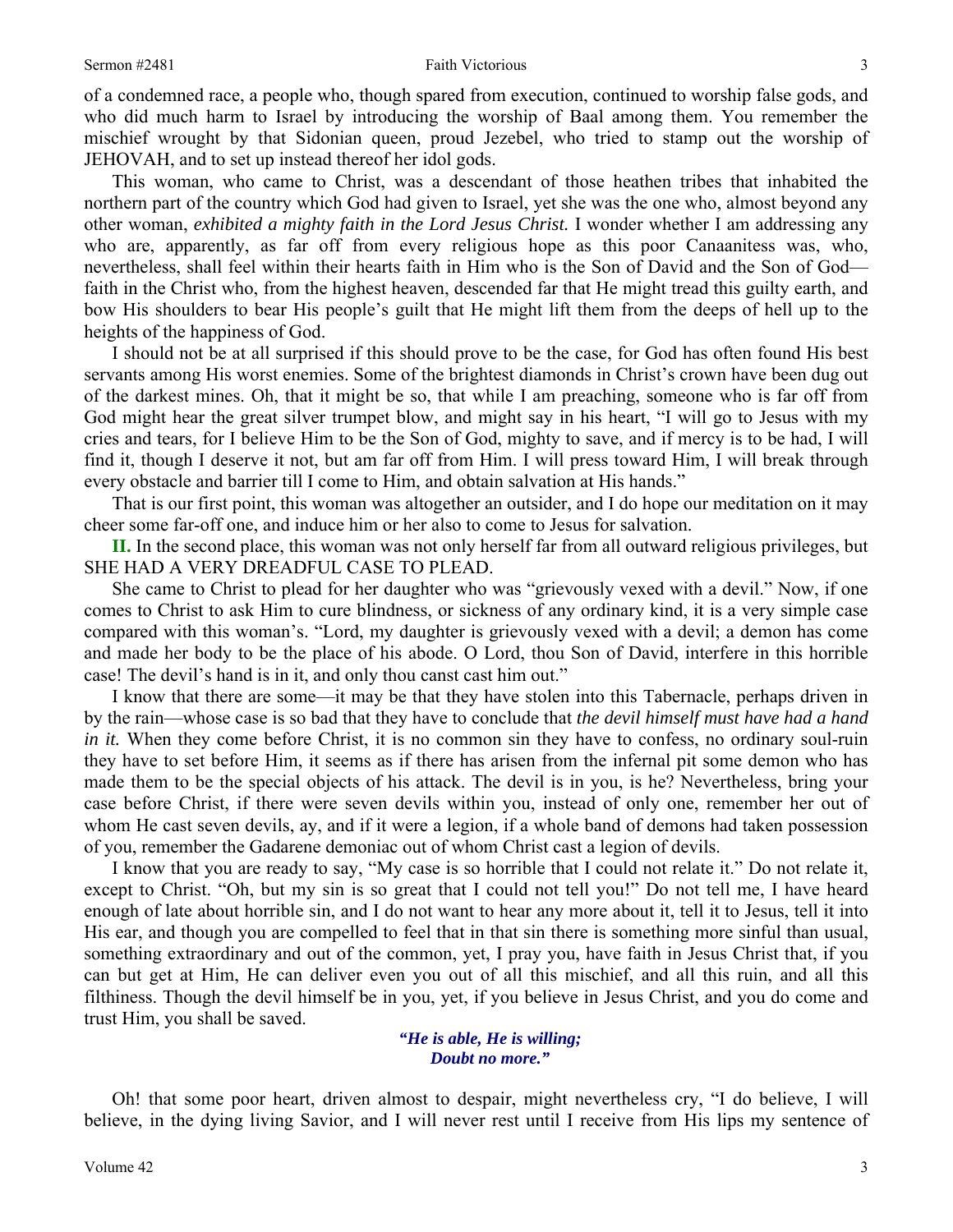of a condemned race, a people who, though spared from execution, continued to worship false gods, and who did much harm to Israel by introducing the worship of Baal among them. You remember the mischief wrought by that Sidonian queen, proud Jezebel, who tried to stamp out the worship of JEHOVAH, and to set up instead thereof her idol gods.

This woman, who came to Christ, was a descendant of those heathen tribes that inhabited the northern part of the country which God had given to Israel, yet she was the one who, almost beyond any other woman, *exhibited a mighty faith in the Lord Jesus Christ.* I wonder whether I am addressing any who are, apparently, as far off from every religious hope as this poor Canaanitess was, who, nevertheless, shall feel within their hearts faith in Him who is the Son of David and the Son of God—faith in the Christ who, from the highest heaven, descended far that He might tread this guilty earth, and bow His shoulders to bear His people's guilt that He might lift them from the deeps of hell up to the heights of the happiness of God.

I should not be at all surprised if this should prove to be the case, for God has often found His best servants among His worst enemies. Some of the brightest diamonds in Christ's crown have been dug out of the darkest mines. Oh, that it might be so, that while I am preaching, someone who is far off from God might hear the great silver trumpet blow, and might say in his heart, "I will go to Jesus with my cries and tears, for I believe Him to be the Son of God, mighty to save, and if mercy is to be had, I will find it, though I deserve it not, but am far off from Him. I will press toward Him, I will break through every obstacle and barrier till I come to Him, and obtain salvation at His hands."

That is our first point, this woman was altogether an outsider, and I do hope our meditation on it may cheer some far-off one, and induce him or her also to come to Jesus for salvation.

**II.** In the second place, this woman was not only herself far from all outward religious privileges, but SHE HAD A VERY DREADFUL CASE TO PLEAD.

She came to Christ to plead for her daughter who was "grievously vexed with a devil." Now, if one comes to Christ to ask Him to cure blindness, or sickness of any ordinary kind, it is a very simple case compared with this woman's. "Lord, my daughter is grievously vexed with a devil; a demon has come and made her body to be the place of his abode. O Lord, thou Son of David, interfere in this horrible case! The devil's hand is in it, and only thou canst cast him out."

I know that there are some—it may be that they have stolen into this Tabernacle, perhaps driven in by the rain—whose case is so bad that they have to conclude that *the devil himself must have had a hand in it.* When they come before Christ, it is no common sin they have to confess, no ordinary soul-ruin they have to set before Him, it seems as if there has arisen from the infernal pit some demon who has made them to be the special objects of his attack. The devil is in you, is he? Nevertheless, bring your case before Christ, if there were seven devils within you, instead of only one, remember her out of whom He cast seven devils, ay, and if it were a legion, if a whole band of demons had taken possession of you, remember the Gadarene demoniac out of whom Christ cast a legion of devils.

I know that you are ready to say, "My case is so horrible that I could not relate it." Do not relate it, except to Christ. "Oh, but my sin is so great that I could not tell you!" Do not tell me, I have heard enough of late about horrible sin, and I do not want to hear any more about it, tell it to Jesus, tell it into His ear, and though you are compelled to feel that in that sin there is something more sinful than usual, something extraordinary and out of the common, yet, I pray you, have faith in Jesus Christ that, if you can but get at Him, He can deliver even you out of all this mischief, and all this ruin, and all this filthiness. Though the devil himself be in you, yet, if you believe in Jesus Christ, and you do come and trust Him, you shall be saved.

> ***"He is able, He is willing;***
> ***Doubt no more."***

Oh! that some poor heart, driven almost to despair, might nevertheless cry, "I do believe, I will believe, in the dying living Savior, and I will never rest until I receive from His lips my sentence of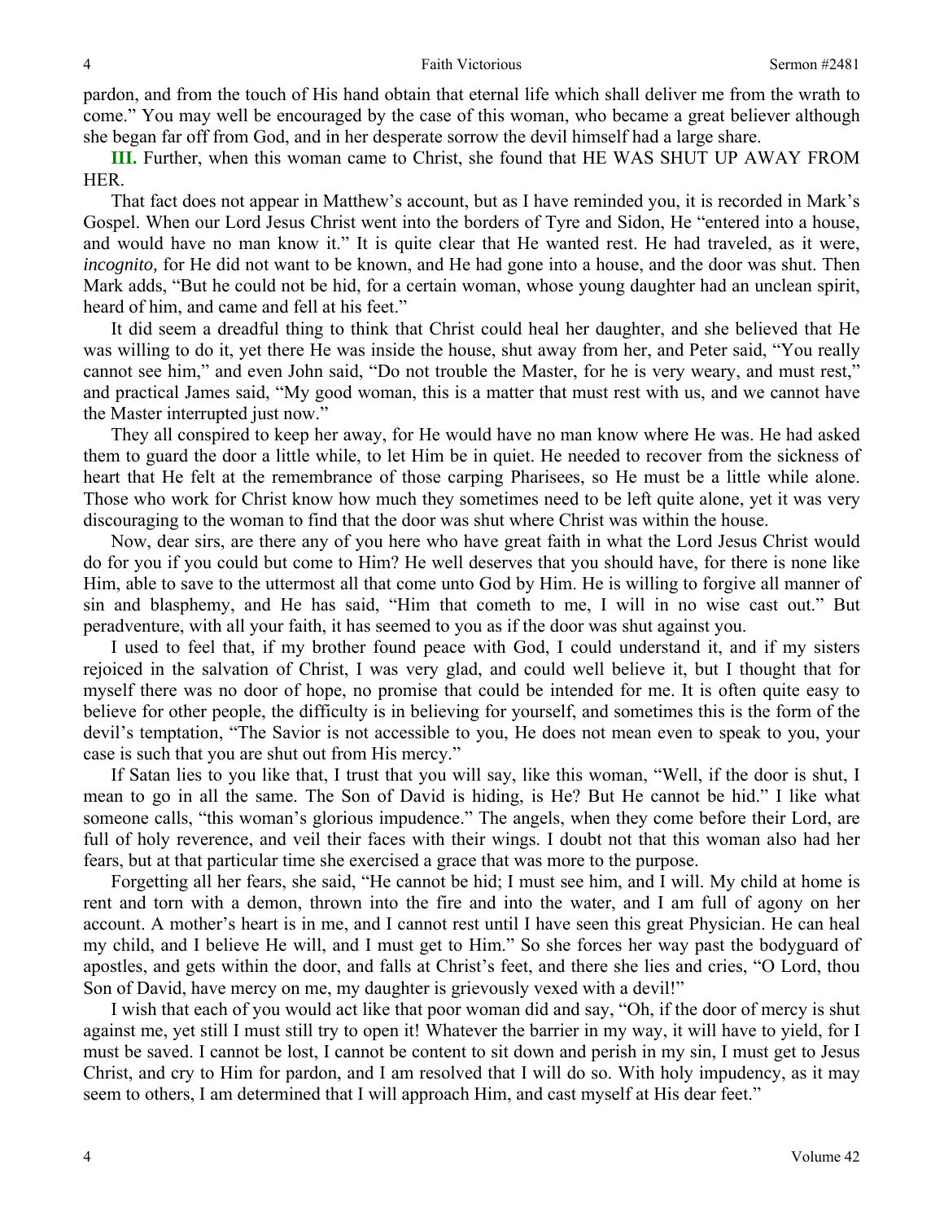pardon, and from the touch of His hand obtain that eternal life which shall deliver me from the wrath to come." You may well be encouraged by the case of this woman, who became a great believer although she began far off from God, and in her desperate sorrow the devil himself had a large share.

**III.** Further, when this woman came to Christ, she found that HE WAS SHUT UP AWAY FROM HER.

That fact does not appear in Matthew's account, but as I have reminded you, it is recorded in Mark's Gospel. When our Lord Jesus Christ went into the borders of Tyre and Sidon, He "entered into a house, and would have no man know it." It is quite clear that He wanted rest. He had traveled, as it were, *incognito,* for He did not want to be known, and He had gone into a house, and the door was shut. Then Mark adds, "But he could not be hid, for a certain woman, whose young daughter had an unclean spirit, heard of him, and came and fell at his feet."

It did seem a dreadful thing to think that Christ could heal her daughter, and she believed that He was willing to do it, yet there He was inside the house, shut away from her, and Peter said, "You really cannot see him," and even John said, "Do not trouble the Master, for he is very weary, and must rest," and practical James said, "My good woman, this is a matter that must rest with us, and we cannot have the Master interrupted just now."

They all conspired to keep her away, for He would have no man know where He was. He had asked them to guard the door a little while, to let Him be in quiet. He needed to recover from the sickness of heart that He felt at the remembrance of those carping Pharisees, so He must be a little while alone. Those who work for Christ know how much they sometimes need to be left quite alone, yet it was very discouraging to the woman to find that the door was shut where Christ was within the house.

Now, dear sirs, are there any of you here who have great faith in what the Lord Jesus Christ would do for you if you could but come to Him? He well deserves that you should have, for there is none like Him, able to save to the uttermost all that come unto God by Him. He is willing to forgive all manner of sin and blasphemy, and He has said, "Him that cometh to me, I will in no wise cast out." But peradventure, with all your faith, it has seemed to you as if the door was shut against you.

I used to feel that, if my brother found peace with God, I could understand it, and if my sisters rejoiced in the salvation of Christ, I was very glad, and could well believe it, but I thought that for myself there was no door of hope, no promise that could be intended for me. It is often quite easy to believe for other people, the difficulty is in believing for yourself, and sometimes this is the form of the devil's temptation, "The Savior is not accessible to you, He does not mean even to speak to you, your case is such that you are shut out from His mercy."

If Satan lies to you like that, I trust that you will say, like this woman, "Well, if the door is shut, I mean to go in all the same. The Son of David is hiding, is He? But He cannot be hid." I like what someone calls, "this woman's glorious impudence." The angels, when they come before their Lord, are full of holy reverence, and veil their faces with their wings. I doubt not that this woman also had her fears, but at that particular time she exercised a grace that was more to the purpose.

Forgetting all her fears, she said, "He cannot be hid; I must see him, and I will. My child at home is rent and torn with a demon, thrown into the fire and into the water, and I am full of agony on her account. A mother's heart is in me, and I cannot rest until I have seen this great Physician. He can heal my child, and I believe He will, and I must get to Him." So she forces her way past the bodyguard of apostles, and gets within the door, and falls at Christ's feet, and there she lies and cries, "O Lord, thou Son of David, have mercy on me, my daughter is grievously vexed with a devil!"

I wish that each of you would act like that poor woman did and say, "Oh, if the door of mercy is shut against me, yet still I must still try to open it! Whatever the barrier in my way, it will have to yield, for I must be saved. I cannot be lost, I cannot be content to sit down and perish in my sin, I must get to Jesus Christ, and cry to Him for pardon, and I am resolved that I will do so. With holy impudency, as it may seem to others, I am determined that I will approach Him, and cast myself at His dear feet."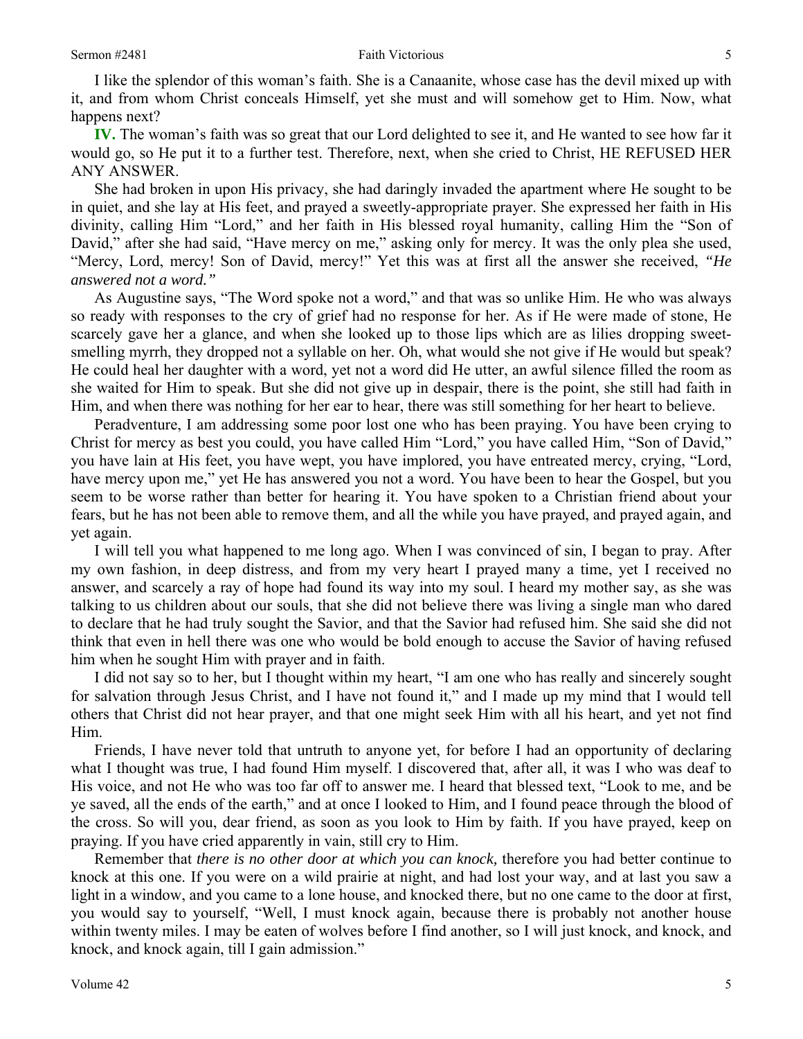I like the splendor of this woman's faith. She is a Canaanite, whose case has the devil mixed up with it, and from whom Christ conceals Himself, yet she must and will somehow get to Him. Now, what happens next?

**IV.** The woman's faith was so great that our Lord delighted to see it, and He wanted to see how far it would go, so He put it to a further test. Therefore, next, when she cried to Christ, HE REFUSED HER ANY ANSWER.

She had broken in upon His privacy, she had daringly invaded the apartment where He sought to be in quiet, and she lay at His feet, and prayed a sweetly-appropriate prayer. She expressed her faith in His divinity, calling Him "Lord," and her faith in His blessed royal humanity, calling Him the "Son of David," after she had said, "Have mercy on me," asking only for mercy. It was the only plea she used, "Mercy, Lord, mercy! Son of David, mercy!" Yet this was at first all the answer she received, *"He answered not a word."*

As Augustine says, "The Word spoke not a word," and that was so unlike Him. He who was always so ready with responses to the cry of grief had no response for her. As if He were made of stone, He scarcely gave her a glance, and when she looked up to those lips which are as lilies dropping sweet-smelling myrrh, they dropped not a syllable on her. Oh, what would she not give if He would but speak? He could heal her daughter with a word, yet not a word did He utter, an awful silence filled the room as she waited for Him to speak. But she did not give up in despair, there is the point, she still had faith in Him, and when there was nothing for her ear to hear, there was still something for her heart to believe.

Peradventure, I am addressing some poor lost one who has been praying. You have been crying to Christ for mercy as best you could, you have called Him "Lord," you have called Him, "Son of David," you have lain at His feet, you have wept, you have implored, you have entreated mercy, crying, "Lord, have mercy upon me," yet He has answered you not a word. You have been to hear the Gospel, but you seem to be worse rather than better for hearing it. You have spoken to a Christian friend about your fears, but he has not been able to remove them, and all the while you have prayed, and prayed again, and yet again.

I will tell you what happened to me long ago. When I was convinced of sin, I began to pray. After my own fashion, in deep distress, and from my very heart I prayed many a time, yet I received no answer, and scarcely a ray of hope had found its way into my soul. I heard my mother say, as she was talking to us children about our souls, that she did not believe there was living a single man who dared to declare that he had truly sought the Savior, and that the Savior had refused him. She said she did not think that even in hell there was one who would be bold enough to accuse the Savior of having refused him when he sought Him with prayer and in faith.

I did not say so to her, but I thought within my heart, "I am one who has really and sincerely sought for salvation through Jesus Christ, and I have not found it," and I made up my mind that I would tell others that Christ did not hear prayer, and that one might seek Him with all his heart, and yet not find Him.

Friends, I have never told that untruth to anyone yet, for before I had an opportunity of declaring what I thought was true, I had found Him myself. I discovered that, after all, it was I who was deaf to His voice, and not He who was too far off to answer me. I heard that blessed text, "Look to me, and be ye saved, all the ends of the earth," and at once I looked to Him, and I found peace through the blood of the cross. So will you, dear friend, as soon as you look to Him by faith. If you have prayed, keep on praying. If you have cried apparently in vain, still cry to Him.

Remember that *there is no other door at which you can knock,* therefore you had better continue to knock at this one. If you were on a wild prairie at night, and had lost your way, and at last you saw a light in a window, and you came to a lone house, and knocked there, but no one came to the door at first, you would say to yourself, "Well, I must knock again, because there is probably not another house within twenty miles. I may be eaten of wolves before I find another, so I will just knock, and knock, and knock, and knock again, till I gain admission."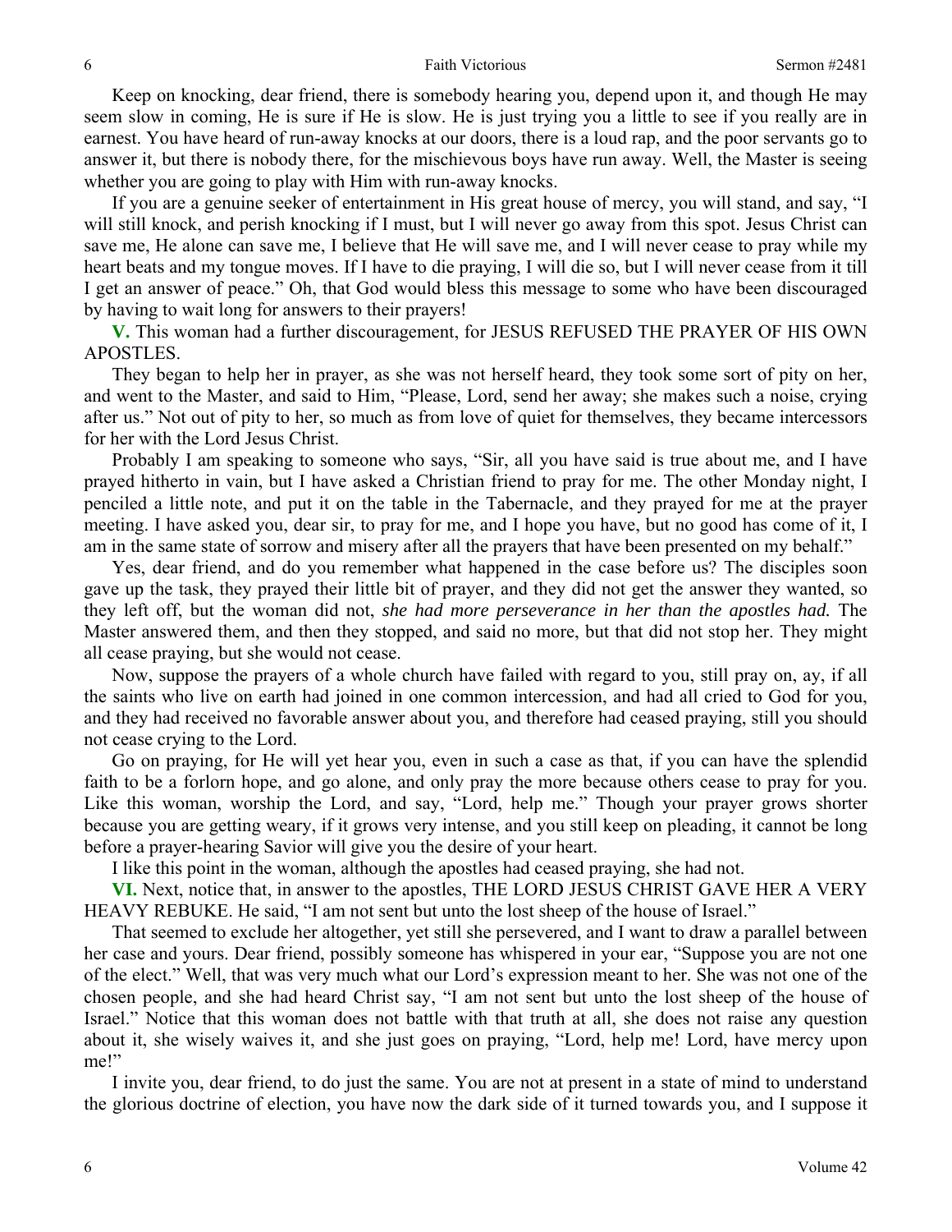Keep on knocking, dear friend, there is somebody hearing you, depend upon it, and though He may seem slow in coming, He is sure if He is slow. He is just trying you a little to see if you really are in earnest. You have heard of run-away knocks at our doors, there is a loud rap, and the poor servants go to answer it, but there is nobody there, for the mischievous boys have run away. Well, the Master is seeing whether you are going to play with Him with run-away knocks.

If you are a genuine seeker of entertainment in His great house of mercy, you will stand, and say, "I will still knock, and perish knocking if I must, but I will never go away from this spot. Jesus Christ can save me, He alone can save me, I believe that He will save me, and I will never cease to pray while my heart beats and my tongue moves. If I have to die praying, I will die so, but I will never cease from it till I get an answer of peace." Oh, that God would bless this message to some who have been discouraged by having to wait long for answers to their prayers!

**V.** This woman had a further discouragement, for JESUS REFUSED THE PRAYER OF HIS OWN APOSTLES.

They began to help her in prayer, as she was not herself heard, they took some sort of pity on her, and went to the Master, and said to Him, "Please, Lord, send her away; she makes such a noise, crying after us." Not out of pity to her, so much as from love of quiet for themselves, they became intercessors for her with the Lord Jesus Christ.

Probably I am speaking to someone who says, "Sir, all you have said is true about me, and I have prayed hitherto in vain, but I have asked a Christian friend to pray for me. The other Monday night, I penciled a little note, and put it on the table in the Tabernacle, and they prayed for me at the prayer meeting. I have asked you, dear sir, to pray for me, and I hope you have, but no good has come of it, I am in the same state of sorrow and misery after all the prayers that have been presented on my behalf."

Yes, dear friend, and do you remember what happened in the case before us? The disciples soon gave up the task, they prayed their little bit of prayer, and they did not get the answer they wanted, so they left off, but the woman did not, *she had more perseverance in her than the apostles had.* The Master answered them, and then they stopped, and said no more, but that did not stop her. They might all cease praying, but she would not cease.

Now, suppose the prayers of a whole church have failed with regard to you, still pray on, ay, if all the saints who live on earth had joined in one common intercession, and had all cried to God for you, and they had received no favorable answer about you, and therefore had ceased praying, still you should not cease crying to the Lord.

Go on praying, for He will yet hear you, even in such a case as that, if you can have the splendid faith to be a forlorn hope, and go alone, and only pray the more because others cease to pray for you. Like this woman, worship the Lord, and say, "Lord, help me." Though your prayer grows shorter because you are getting weary, if it grows very intense, and you still keep on pleading, it cannot be long before a prayer-hearing Savior will give you the desire of your heart.

I like this point in the woman, although the apostles had ceased praying, she had not.

**VI.** Next, notice that, in answer to the apostles, THE LORD JESUS CHRIST GAVE HER A VERY HEAVY REBUKE. He said, "I am not sent but unto the lost sheep of the house of Israel."

That seemed to exclude her altogether, yet still she persevered, and I want to draw a parallel between her case and yours. Dear friend, possibly someone has whispered in your ear, "Suppose you are not one of the elect." Well, that was very much what our Lord's expression meant to her. She was not one of the chosen people, and she had heard Christ say, "I am not sent but unto the lost sheep of the house of Israel." Notice that this woman does not battle with that truth at all, she does not raise any question about it, she wisely waives it, and she just goes on praying, "Lord, help me! Lord, have mercy upon me!"

I invite you, dear friend, to do just the same. You are not at present in a state of mind to understand the glorious doctrine of election, you have now the dark side of it turned towards you, and I suppose it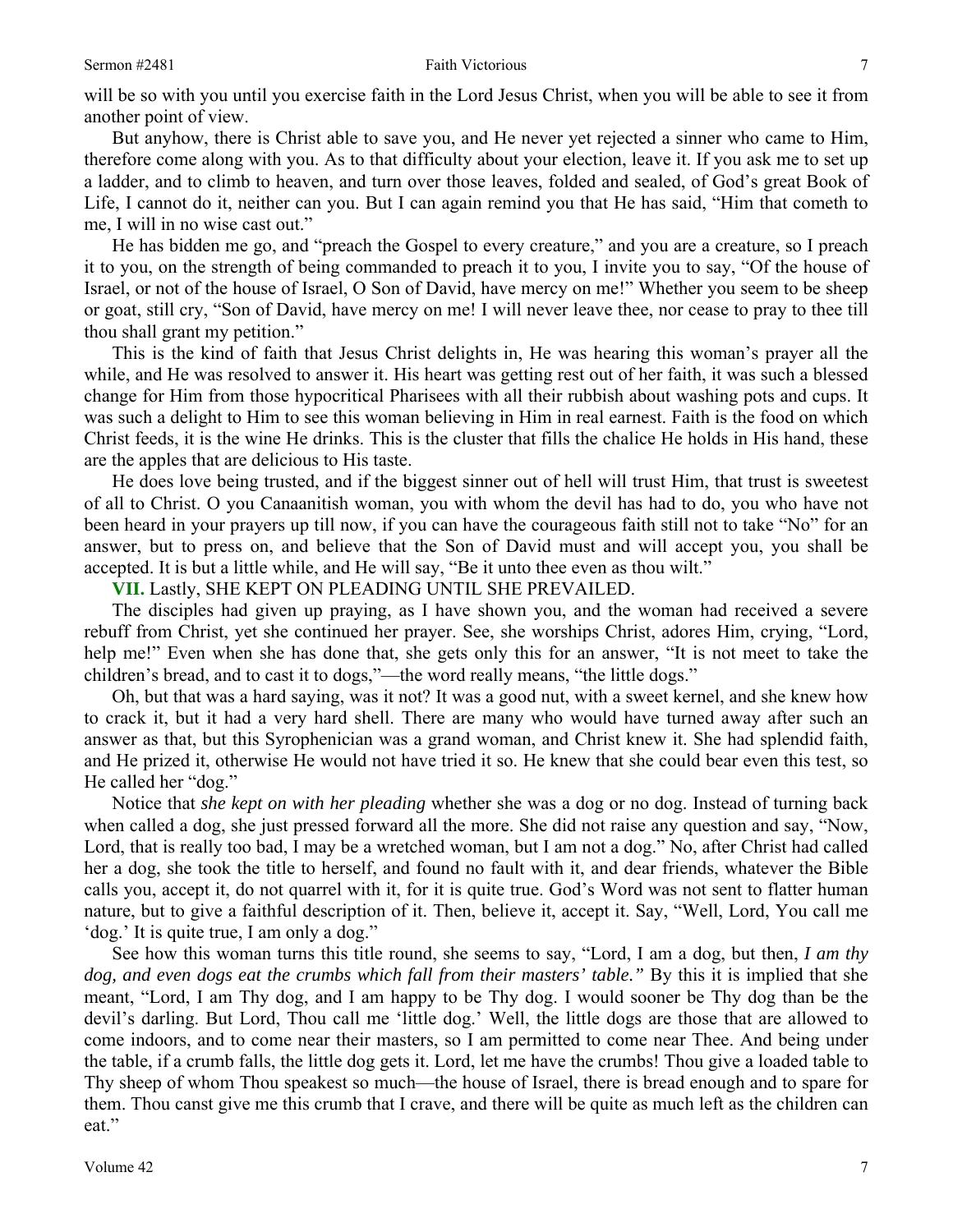will be so with you until you exercise faith in the Lord Jesus Christ, when you will be able to see it from another point of view.

But anyhow, there is Christ able to save you, and He never yet rejected a sinner who came to Him, therefore come along with you. As to that difficulty about your election, leave it. If you ask me to set up a ladder, and to climb to heaven, and turn over those leaves, folded and sealed, of God's great Book of Life, I cannot do it, neither can you. But I can again remind you that He has said, "Him that cometh to me, I will in no wise cast out."

He has bidden me go, and "preach the Gospel to every creature," and you are a creature, so I preach it to you, on the strength of being commanded to preach it to you, I invite you to say, "Of the house of Israel, or not of the house of Israel, O Son of David, have mercy on me!" Whether you seem to be sheep or goat, still cry, "Son of David, have mercy on me! I will never leave thee, nor cease to pray to thee till thou shall grant my petition."

This is the kind of faith that Jesus Christ delights in, He was hearing this woman's prayer all the while, and He was resolved to answer it. His heart was getting rest out of her faith, it was such a blessed change for Him from those hypocritical Pharisees with all their rubbish about washing pots and cups. It was such a delight to Him to see this woman believing in Him in real earnest. Faith is the food on which Christ feeds, it is the wine He drinks. This is the cluster that fills the chalice He holds in His hand, these are the apples that are delicious to His taste.

He does love being trusted, and if the biggest sinner out of hell will trust Him, that trust is sweetest of all to Christ. O you Canaanitish woman, you with whom the devil has had to do, you who have not been heard in your prayers up till now, if you can have the courageous faith still not to take "No" for an answer, but to press on, and believe that the Son of David must and will accept you, you shall be accepted. It is but a little while, and He will say, "Be it unto thee even as thou wilt."

**VII.** Lastly, SHE KEPT ON PLEADING UNTIL SHE PREVAILED.

The disciples had given up praying, as I have shown you, and the woman had received a severe rebuff from Christ, yet she continued her prayer. See, she worships Christ, adores Him, crying, "Lord, help me!" Even when she has done that, she gets only this for an answer, "It is not meet to take the children's bread, and to cast it to dogs,"—the word really means, "the little dogs."

Oh, but that was a hard saying, was it not? It was a good nut, with a sweet kernel, and she knew how to crack it, but it had a very hard shell. There are many who would have turned away after such an answer as that, but this Syrophenician was a grand woman, and Christ knew it. She had splendid faith, and He prized it, otherwise He would not have tried it so. He knew that she could bear even this test, so He called her "dog."

Notice that *she kept on with her pleading* whether she was a dog or no dog. Instead of turning back when called a dog, she just pressed forward all the more. She did not raise any question and say, "Now, Lord, that is really too bad, I may be a wretched woman, but I am not a dog." No, after Christ had called her a dog, she took the title to herself, and found no fault with it, and dear friends, whatever the Bible calls you, accept it, do not quarrel with it, for it is quite true. God's Word was not sent to flatter human nature, but to give a faithful description of it. Then, believe it, accept it. Say, "Well, Lord, You call me 'dog.' It is quite true, I am only a dog."

See how this woman turns this title round, she seems to say, "Lord, I am a dog, but then, *I am thy dog, and even dogs eat the crumbs which fall from their masters' table."* By this it is implied that she meant, "Lord, I am Thy dog, and I am happy to be Thy dog. I would sooner be Thy dog than be the devil's darling. But Lord, Thou call me 'little dog.' Well, the little dogs are those that are allowed to come indoors, and to come near their masters, so I am permitted to come near Thee. And being under the table, if a crumb falls, the little dog gets it. Lord, let me have the crumbs! Thou give a loaded table to Thy sheep of whom Thou speakest so much—the house of Israel, there is bread enough and to spare for them. Thou canst give me this crumb that I crave, and there will be quite as much left as the children can eat."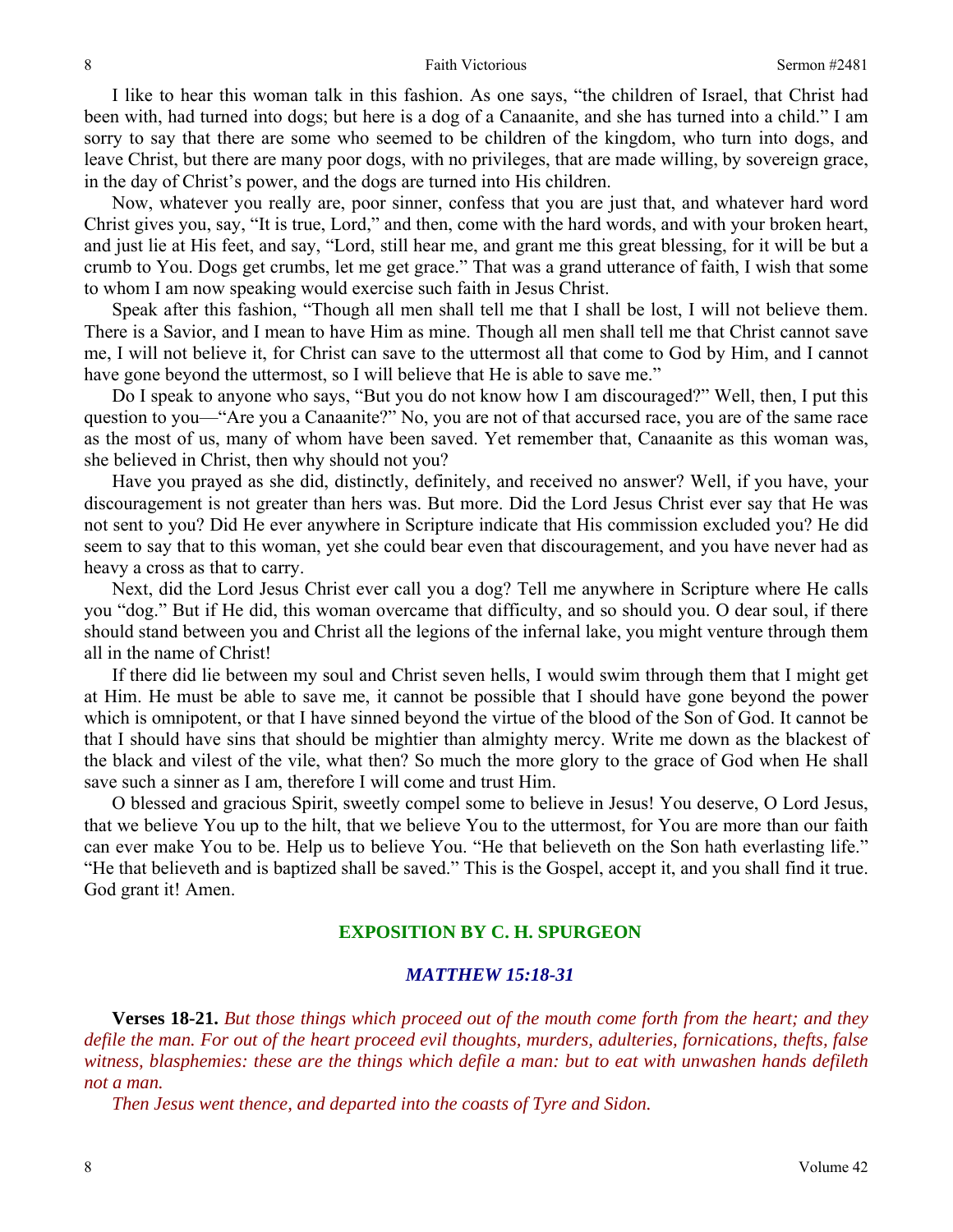I like to hear this woman talk in this fashion. As one says, "the children of Israel, that Christ had been with, had turned into dogs; but here is a dog of a Canaanite, and she has turned into a child." I am sorry to say that there are some who seemed to be children of the kingdom, who turn into dogs, and leave Christ, but there are many poor dogs, with no privileges, that are made willing, by sovereign grace, in the day of Christ's power, and the dogs are turned into His children.

Now, whatever you really are, poor sinner, confess that you are just that, and whatever hard word Christ gives you, say, "It is true, Lord," and then, come with the hard words, and with your broken heart, and just lie at His feet, and say, "Lord, still hear me, and grant me this great blessing, for it will be but a crumb to You. Dogs get crumbs, let me get grace." That was a grand utterance of faith, I wish that some to whom I am now speaking would exercise such faith in Jesus Christ.

Speak after this fashion, "Though all men shall tell me that I shall be lost, I will not believe them. There is a Savior, and I mean to have Him as mine. Though all men shall tell me that Christ cannot save me, I will not believe it, for Christ can save to the uttermost all that come to God by Him, and I cannot have gone beyond the uttermost, so I will believe that He is able to save me."

Do I speak to anyone who says, "But you do not know how I am discouraged?" Well, then, I put this question to you—"Are you a Canaanite?" No, you are not of that accursed race, you are of the same race as the most of us, many of whom have been saved. Yet remember that, Canaanite as this woman was, she believed in Christ, then why should not you?

Have you prayed as she did, distinctly, definitely, and received no answer? Well, if you have, your discouragement is not greater than hers was. But more. Did the Lord Jesus Christ ever say that He was not sent to you? Did He ever anywhere in Scripture indicate that His commission excluded you? He did seem to say that to this woman, yet she could bear even that discouragement, and you have never had as heavy a cross as that to carry.

Next, did the Lord Jesus Christ ever call you a dog? Tell me anywhere in Scripture where He calls you "dog." But if He did, this woman overcame that difficulty, and so should you. O dear soul, if there should stand between you and Christ all the legions of the infernal lake, you might venture through them all in the name of Christ!

If there did lie between my soul and Christ seven hells, I would swim through them that I might get at Him. He must be able to save me, it cannot be possible that I should have gone beyond the power which is omnipotent, or that I have sinned beyond the virtue of the blood of the Son of God. It cannot be that I should have sins that should be mightier than almighty mercy. Write me down as the blackest of the black and vilest of the vile, what then? So much the more glory to the grace of God when He shall save such a sinner as I am, therefore I will come and trust Him.

O blessed and gracious Spirit, sweetly compel some to believe in Jesus! You deserve, O Lord Jesus, that we believe You up to the hilt, that we believe You to the uttermost, for You are more than our faith can ever make You to be. Help us to believe You. "He that believeth on the Son hath everlasting life." "He that believeth and is baptized shall be saved." This is the Gospel, accept it, and you shall find it true. God grant it! Amen.

## EXPOSITION BY C. H. SPURGEON

### *MATTHEW 15:18-31*

**Verses 18-21.** *But those things which proceed out of the mouth come forth from the heart; and they defile the man. For out of the heart proceed evil thoughts, murders, adulteries, fornications, thefts, false witness, blasphemies: these are the things which defile a man: but to eat with unwashen hands defileth not a man.*

*Then Jesus went thence, and departed into the coasts of Tyre and Sidon.*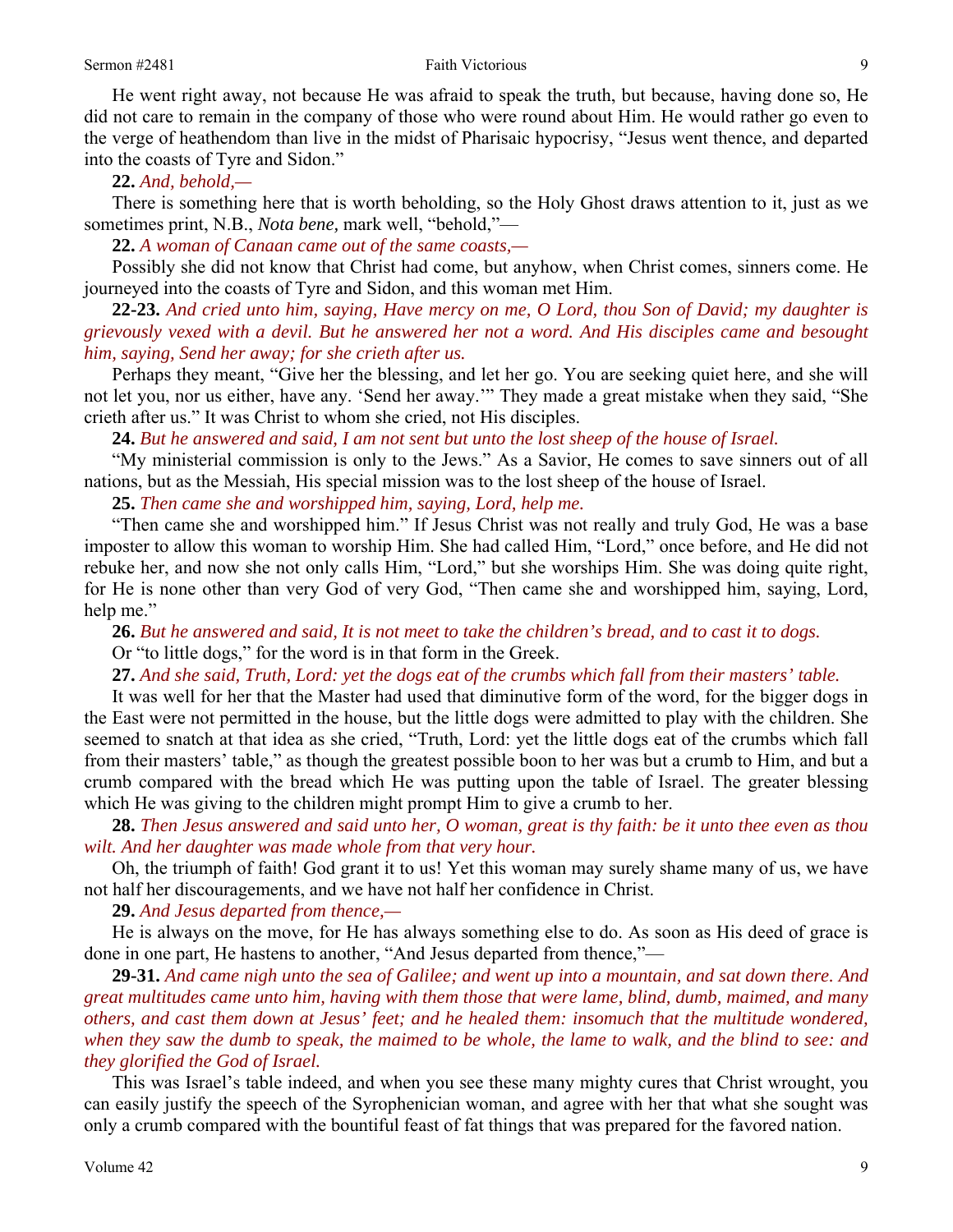He went right away, not because He was afraid to speak the truth, but because, having done so, He did not care to remain in the company of those who were round about Him. He would rather go even to the verge of heathendom than live in the midst of Pharisaic hypocrisy, "Jesus went thence, and departed into the coasts of Tyre and Sidon."

**22.** *And, behold,—*

There is something here that is worth beholding, so the Holy Ghost draws attention to it, just as we sometimes print, N.B., *Nota bene,* mark well, "behold,"—

**22.** *A woman of Canaan came out of the same coasts,—*

Possibly she did not know that Christ had come, but anyhow, when Christ comes, sinners come. He journeyed into the coasts of Tyre and Sidon, and this woman met Him.

**22-23.** *And cried unto him, saying, Have mercy on me, O Lord, thou Son of David; my daughter is grievously vexed with a devil. But he answered her not a word. And His disciples came and besought him, saying, Send her away; for she crieth after us.*

Perhaps they meant, "Give her the blessing, and let her go. You are seeking quiet here, and she will not let you, nor us either, have any. 'Send her away.'" They made a great mistake when they said, "She crieth after us." It was Christ to whom she cried, not His disciples.

**24.** *But he answered and said, I am not sent but unto the lost sheep of the house of Israel.*

"My ministerial commission is only to the Jews." As a Savior, He comes to save sinners out of all nations, but as the Messiah, His special mission was to the lost sheep of the house of Israel.

**25.** *Then came she and worshipped him, saying, Lord, help me.*

"Then came she and worshipped him." If Jesus Christ was not really and truly God, He was a base imposter to allow this woman to worship Him. She had called Him, "Lord," once before, and He did not rebuke her, and now she not only calls Him, "Lord," but she worships Him. She was doing quite right, for He is none other than very God of very God, "Then came she and worshipped him, saying, Lord, help me."

**26.** *But he answered and said, It is not meet to take the children's bread, and to cast it to dogs.*

Or "to little dogs," for the word is in that form in the Greek.

**27.** *And she said, Truth, Lord: yet the dogs eat of the crumbs which fall from their masters' table.*

It was well for her that the Master had used that diminutive form of the word, for the bigger dogs in the East were not permitted in the house, but the little dogs were admitted to play with the children. She seemed to snatch at that idea as she cried, "Truth, Lord: yet the little dogs eat of the crumbs which fall from their masters' table," as though the greatest possible boon to her was but a crumb to Him, and but a crumb compared with the bread which He was putting upon the table of Israel. The greater blessing which He was giving to the children might prompt Him to give a crumb to her.

**28.** *Then Jesus answered and said unto her, O woman, great is thy faith: be it unto thee even as thou wilt. And her daughter was made whole from that very hour.*

Oh, the triumph of faith! God grant it to us! Yet this woman may surely shame many of us, we have not half her discouragements, and we have not half her confidence in Christ.

**29.** *And Jesus departed from thence,—*

He is always on the move, for He has always something else to do. As soon as His deed of grace is done in one part, He hastens to another, "And Jesus departed from thence,"—

**29-31.** *And came nigh unto the sea of Galilee; and went up into a mountain, and sat down there. And great multitudes came unto him, having with them those that were lame, blind, dumb, maimed, and many others, and cast them down at Jesus' feet; and he healed them: insomuch that the multitude wondered, when they saw the dumb to speak, the maimed to be whole, the lame to walk, and the blind to see: and they glorified the God of Israel.*

This was Israel's table indeed, and when you see these many mighty cures that Christ wrought, you can easily justify the speech of the Syrophenician woman, and agree with her that what she sought was only a crumb compared with the bountiful feast of fat things that was prepared for the favored nation.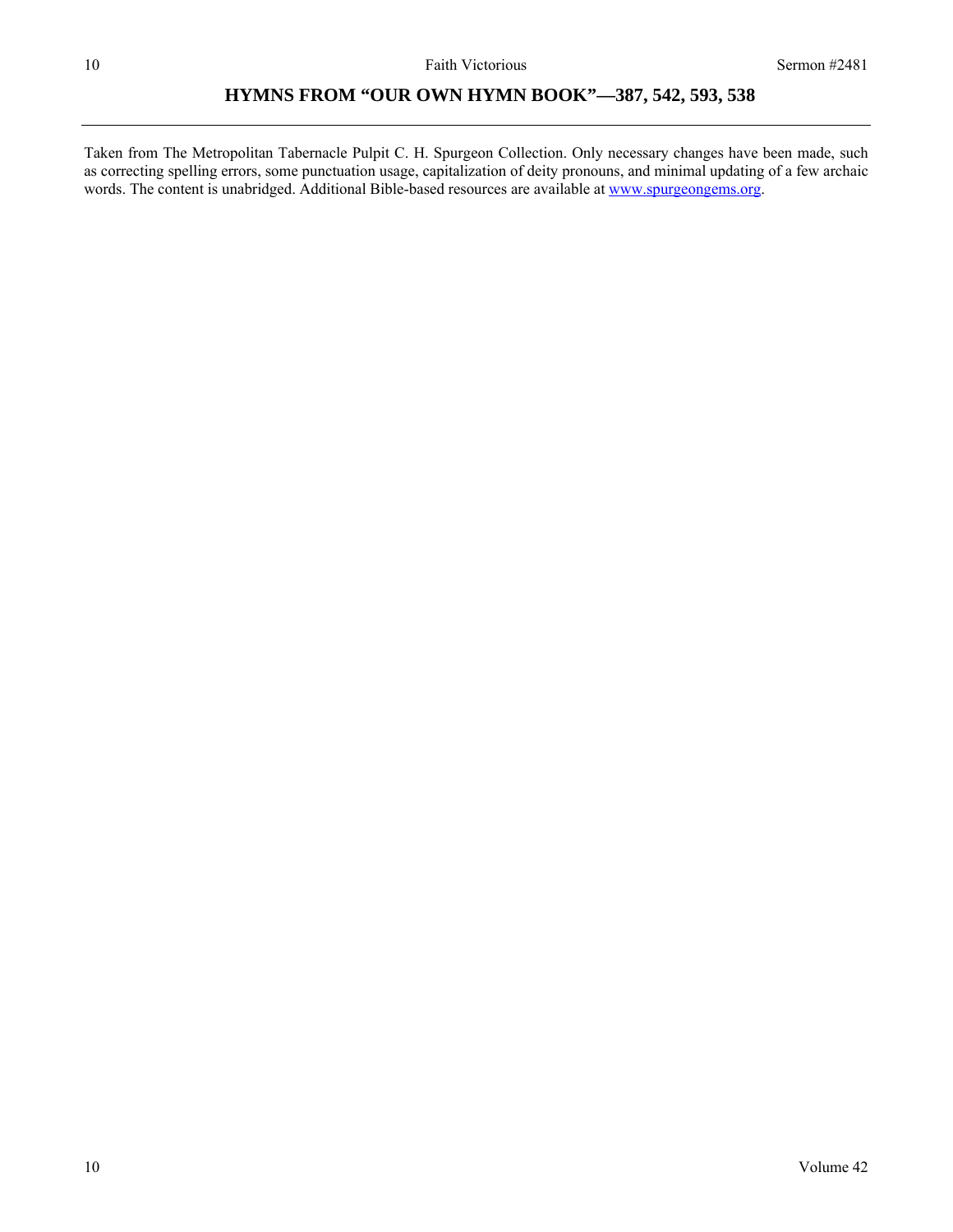## HYMNS FROM "OUR OWN HYMN BOOK"—387, 542, 593, 538

---

Taken from The Metropolitan Tabernacle Pulpit C. H. Spurgeon Collection. Only necessary changes have been made, such as correcting spelling errors, some punctuation usage, capitalization of deity pronouns, and minimal updating of a few archaic words. The content is unabridged. Additional Bible-based resources are available at [www.spurgeongems.org](http://www.spurgeongems.org).